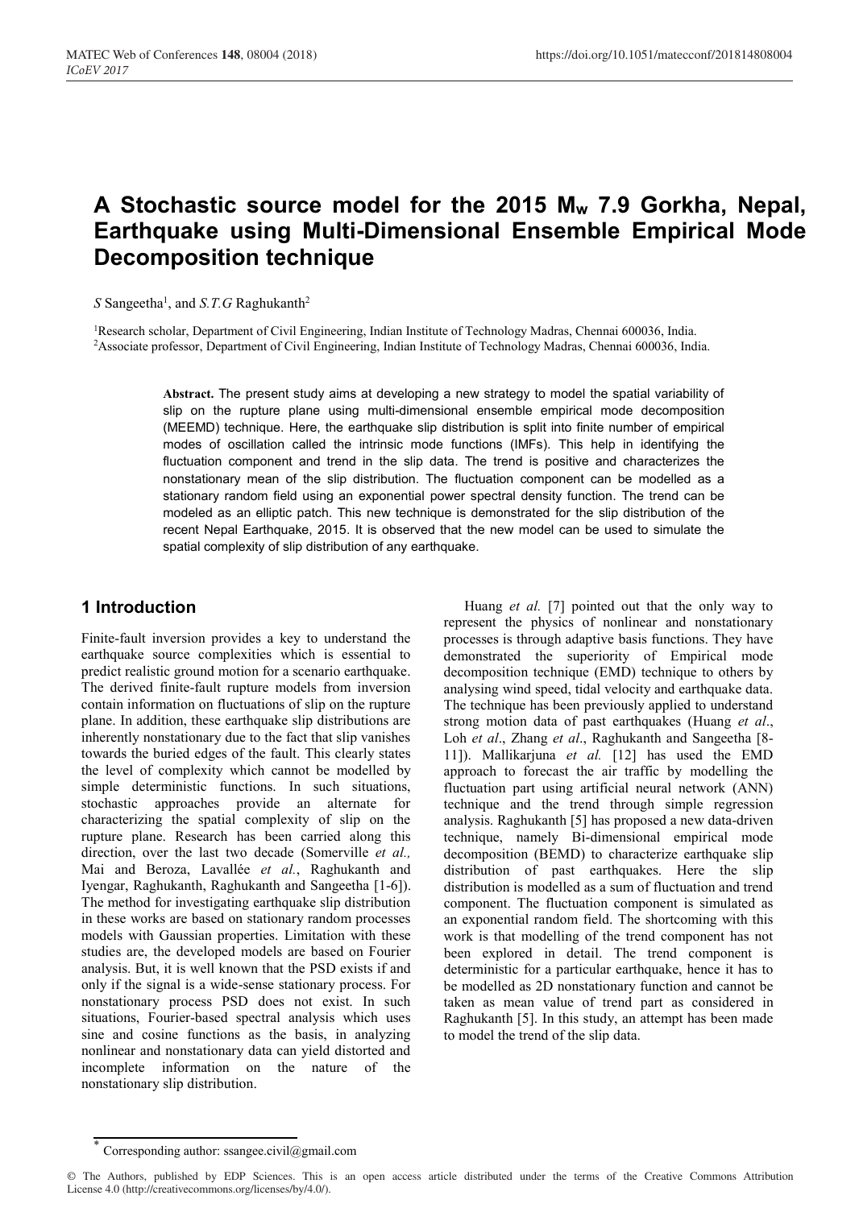# A Stochastic source model for the 2015 $M_w$ 7.9 Gorkha, Nepal, Earthquake using Multi-Dimensional Ensemble Empirical Mode Decomposition technique

*S* Sangeetha[1], and *S.T.G* Raghukanth[2]

[1]Research scholar, Department of Civil Engineering, Indian Institute of Technology Madras, Chennai 600036, India.
[2]Associate professor, Department of Civil Engineering, Indian Institute of Technology Madras, Chennai 600036, India.

**Abstract.** The present study aims at developing a new strategy to model the spatial variability of slip on the rupture plane using multi-dimensional ensemble empirical mode decomposition (MEEMD) technique. Here, the earthquake slip distribution is split into finite number of empirical modes of oscillation called the intrinsic mode functions (IMFs). This help in identifying the fluctuation component and trend in the slip data. The trend is positive and characterizes the nonstationary mean of the slip distribution. The fluctuation component can be modelled as a stationary random field using an exponential power spectral density function. The trend can be modeled as an elliptic patch. This new technique is demonstrated for the slip distribution of the recent Nepal Earthquake, 2015. It is observed that the new model can be used to simulate the spatial complexity of slip distribution of any earthquake.

## 1 Introduction

Finite-fault inversion provides a key to understand the earthquake source complexities which is essential to predict realistic ground motion for a scenario earthquake. The derived finite-fault rupture models from inversion contain information on fluctuations of slip on the rupture plane. In addition, these earthquake slip distributions are inherently nonstationary due to the fact that slip vanishes towards the buried edges of the fault. This clearly states the level of complexity which cannot be modelled by simple deterministic functions. In such situations, stochastic approaches provide an alternate for characterizing the spatial complexity of slip on the rupture plane. Research has been carried along this direction, over the last two decade (Somerville *et al.,* Mai and Beroza, Lavallée *et al.*, Raghukanth and Iyengar, Raghukanth, Raghukanth and Sangeetha [1-6]). The method for investigating earthquake slip distribution in these works are based on stationary random processes models with Gaussian properties. Limitation with these studies are, the developed models are based on Fourier analysis. But, it is well known that the PSD exists if and only if the signal is a wide-sense stationary process. For nonstationary process PSD does not exist. In such situations, Fourier-based spectral analysis which uses sine and cosine functions as the basis, in analyzing nonlinear and nonstationary data can yield distorted and incomplete information on the nature of the nonstationary slip distribution.

Huang *et al.* [7] pointed out that the only way to represent the physics of nonlinear and nonstationary processes is through adaptive basis functions. They have demonstrated the superiority of Empirical mode decomposition technique (EMD) technique to others by analysing wind speed, tidal velocity and earthquake data. The technique has been previously applied to understand strong motion data of past earthquakes (Huang *et al*., Loh *et al*., Zhang *et al*., Raghukanth and Sangeetha [8-11]). Mallikarjuna *et al.* [12] has used the EMD approach to forecast the air traffic by modelling the fluctuation part using artificial neural network (ANN) technique and the trend through simple regression analysis. Raghukanth [5] has proposed a new data-driven technique, namely Bi-dimensional empirical mode decomposition (BEMD) to characterize earthquake slip distribution of past earthquakes. Here the slip distribution is modelled as a sum of fluctuation and trend component. The fluctuation component is simulated as an exponential random field. The shortcoming with this work is that modelling of the trend component has not been explored in detail. The trend component is deterministic for a particular earthquake, hence it has to be modelled as 2D nonstationary function and cannot be taken as mean value of trend part as considered in Raghukanth [5]. In this study, an attempt has been made to model the trend of the slip data.

\* Corresponding author: ssangee.civil@gmail.com

© The Authors, published by EDP Sciences. This is an open access article distributed under the terms of the Creative Commons Attribution License 4.0 (http://creativecommons.org/licenses/by/4.0/).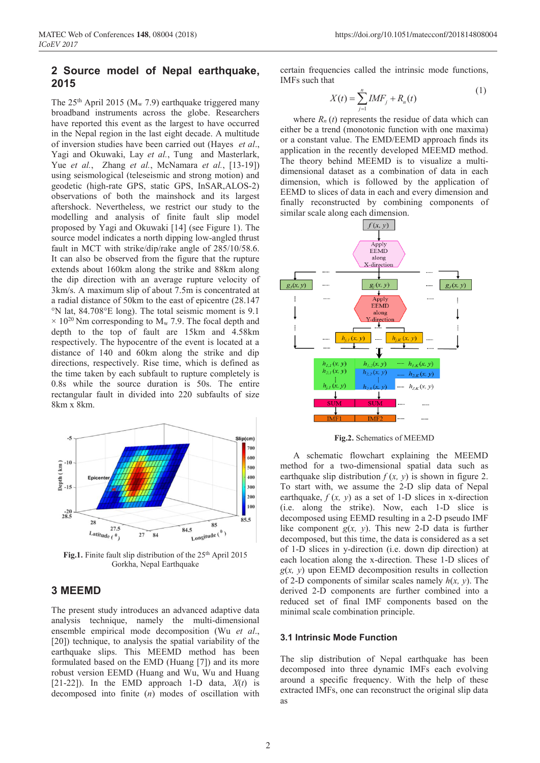## 2 Source model of Nepal earthquake, 2015

The 25th April 2015 ($M_w$ 7.9) earthquake triggered many broadband instruments across the globe. Researchers have reported this event as the largest to have occurred in the Nepal region in the last eight decade. A multitude of inversion studies have been carried out (Hayes *et al.*, Yagi and Okuwaki, Lay *et al.*, Tung and Masterlark, Yue *et al.*, Zhang *et al.*, McNamara *et al.*, [13-19]) using seismological (teleseismic and strong motion) and geodetic (high-rate GPS, static GPS, InSAR,ALOS-2) observations of both the mainshock and its largest aftershock. Nevertheless, we restrict our study to the modelling and analysis of finite fault slip model proposed by Yagi and Okuwaki [14] (see Figure 1). The source model indicates a north dipping low-angled thrust fault in MCT with strike/dip/rake angle of 285/10/58.6. It can also be observed from the figure that the rupture extends about 160km along the strike and 88km along the dip direction with an average rupture velocity of 3km/s. A maximum slip of about 7.5m is concentrated at a radial distance of 50km to the east of epicentre (28.147 °N lat, 84.708°E long). The total seismic moment is 9.1 × 10$^{20}$ Nm corresponding to $M_w$ 7.9. The focal depth and depth to the top of fault are 15km and 4.58km respectively. The hypocentre of the event is located at a distance of 140 and 60km along the strike and dip directions, respectively. Rise time, which is defined as the time taken by each subfault to rupture completely is 0.8s while the source duration is 50s. The entire rectangular fault in divided into 220 subfaults of size 8km x 8km.

**Fig.1.** Finite fault slip distribution of the 25th April 2015 Gorkha, Nepal Earthquake

## 3 MEEMD

The present study introduces an advanced adaptive data analysis technique, namely the multi-dimensional ensemble empirical mode decomposition (Wu *et al.*, [20]) technique, to analysis the spatial variability of the earthquake slips. This MEEMD method has been formulated based on the EMD (Huang [7]) and its more robust version EEMD (Huang and Wu, Wu and Huang [21-22]). In the EMD approach 1-D data, $X(t)$ is decomposed into finite ($n$) modes of oscillation with certain frequencies called the intrinsic mode functions, IMFs such that

$$X(t) = \sum_{j=1}^{n} IMF_j + R_n(t) \tag{1}$$

where $R_n(t)$ represents the residue of data which can either be a trend (monotonic function with one maxima) or a constant value. The EMD/EEMD approach finds its application in the recently developed MEEMD method. The theory behind MEEMD is to visualize a multi-dimensional dataset as a combination of data in each dimension, which is followed by the application of EEMD to slices of data in each and every dimension and finally reconstructed by combining components of similar scale along each dimension.

**Fig.2.** Schematics of MEEMD

A schematic flowchart explaining the MEEMD method for a two-dimensional spatial data such as earthquake slip distribution $f(x, y)$ is shown in figure 2. To start with, we assume the 2-D slip data of Nepal earthquake, $f(x, y)$ as a set of 1-D slices in x-direction (i.e. along the strike). Now, each 1-D slice is decomposed using EEMD resulting in a 2-D pseudo IMF like component $g(x, y)$. This new 2-D data is further decomposed, but this time, the data is considered as a set of 1-D slices in y-direction (i.e. down dip direction) at each location along the x-direction. These 1-D slices of $g(x, y)$ upon EEMD decomposition results in collection of 2-D components of similar scales namely $h(x, y)$. The derived 2-D components are further combined into a reduced set of final IMF components based on the minimal scale combination principle.

### 3.1 Intrinsic Mode Function

The slip distribution of Nepal earthquake has been decomposed into three dynamic IMFs each evolving around a specific frequency. With the help of these extracted IMFs, one can reconstruct the original slip data as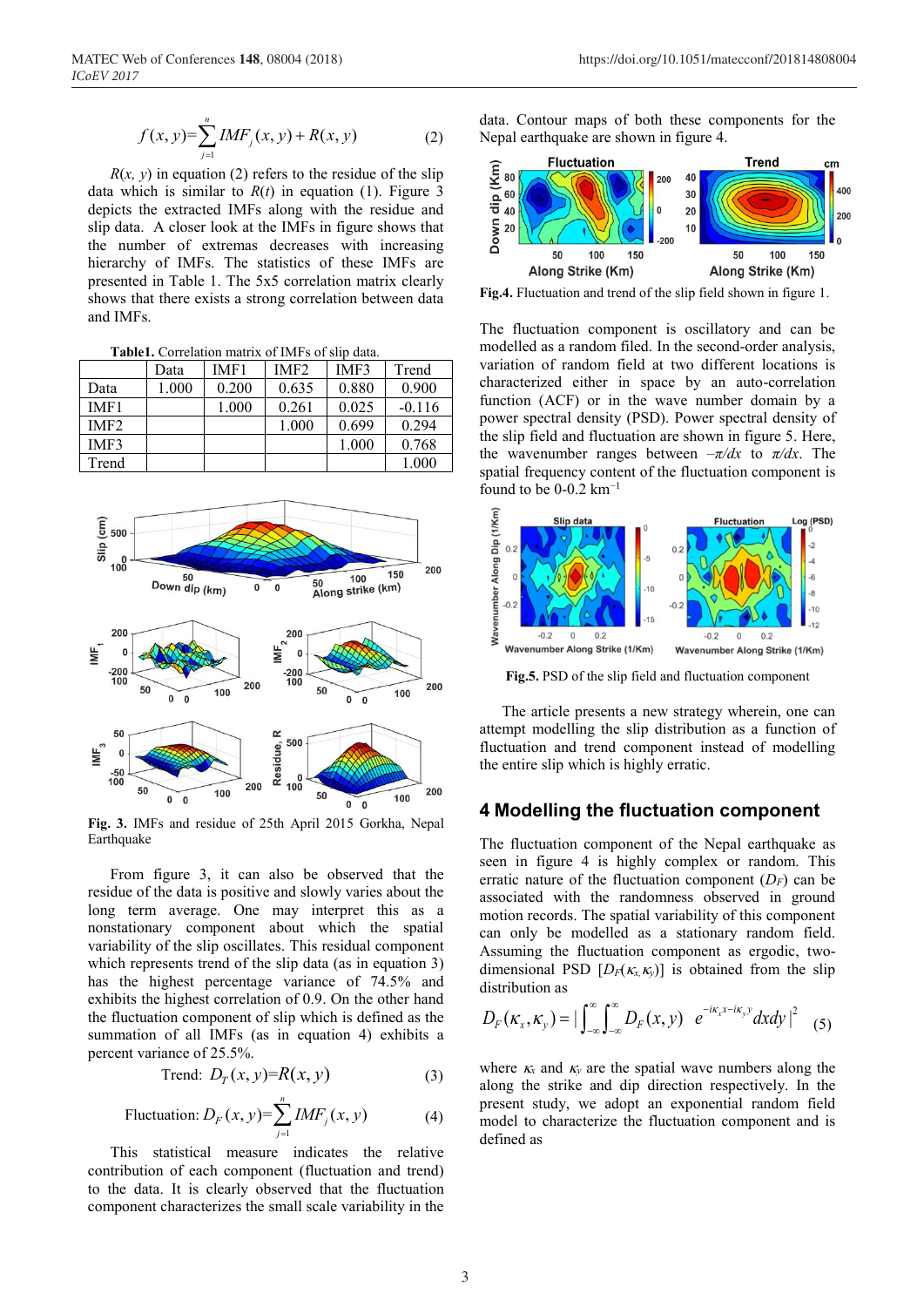$$f(x,y)=\sum_{j=1}^{n} IMF_j(x,y)+R(x,y) \qquad (2)$$

$R(x, y)$ in equation (2) refers to the residue of the slip data which is similar to $R(t)$ in equation (1). Figure 3 depicts the extracted IMFs along with the residue and slip data. A closer look at the IMFs in figure shows that the number of extremas decreases with increasing hierarchy of IMFs. The statistics of these IMFs are presented in Table 1. The 5x5 correlation matrix clearly shows that there exists a strong correlation between data and IMFs.

**Table1.** Correlation matrix of IMFs of slip data.

| | Data | IMF1 | IMF2 | IMF3 | Trend |
|---|---|---|---|---|---|
| Data | 1.000 | 0.200 | 0.635 | 0.880 | 0.900 |
| IMF1 | | 1.000 | 0.261 | 0.025 | -0.116 |
| IMF2 | | | 1.000 | 0.699 | 0.294 |
| IMF3 | | | | 1.000 | 0.768 |
| Trend | | | | | 1.000 |

**Fig. 3.** IMFs and residue of 25th April 2015 Gorkha, Nepal Earthquake

From figure 3, it can also be observed that the residue of the data is positive and slowly varies about the long term average. One may interpret this as a nonstationary component about which the spatial variability of the slip oscillates. This residual component which represents trend of the slip data (as in equation 3) has the highest percentage variance of 74.5% and exhibits the highest correlation of 0.9. On the other hand the fluctuation component of slip which is defined as the summation of all IMFs (as in equation 4) exhibits a percent variance of 25.5%.

$$\text{Trend: } D_T(x,y)=R(x,y) \qquad (3)$$

$$\text{Fluctuation: } D_F(x,y)=\sum_{j=1}^{n} IMF_j(x,y) \qquad (4)$$

This statistical measure indicates the relative contribution of each component (fluctuation and trend) to the data. It is clearly observed that the fluctuation component characterizes the small scale variability in the data. Contour maps of both these components for the Nepal earthquake are shown in figure 4.

**Fig.4.** Fluctuation and trend of the slip field shown in figure 1.

The fluctuation component is oscillatory and can be modelled as a random filed. In the second-order analysis, variation of random field at two different locations is characterized either in space by an auto-correlation function (ACF) or in the wave number domain by a power spectral density (PSD). Power spectral density of the slip field and fluctuation are shown in figure 5. Here, the wavenumber ranges between $-\pi/dx$ to $\pi/dx$. The spatial frequency content of the fluctuation component is found to be 0-0.2 km$^{-1}$

**Fig.5.** PSD of the slip field and fluctuation component

The article presents a new strategy wherein, one can attempt modelling the slip distribution as a function of fluctuation and trend component instead of modelling the entire slip which is highly erratic.

## 4 Modelling the fluctuation component

The fluctuation component of the Nepal earthquake as seen in figure 4 is highly complex or random. This erratic nature of the fluctuation component ($D_F$) can be associated with the randomness observed in ground motion records. The spatial variability of this component can only be modelled as a stationary random field. Assuming the fluctuation component as ergodic, two-dimensional PSD [$D_F(\kappa_x,\kappa_y)$] is obtained from the slip distribution as

$$D_F(\kappa_x,\kappa_y)=\left|\int_{-\infty}^{\infty}\int_{-\infty}^{\infty} D_F(x,y)\ \ e^{-i\kappa_x x-i\kappa_y y}dxdy\right|^2 \qquad (5)$$

where $\kappa_x$ and $\kappa_y$ are the spatial wave numbers along the along the strike and dip direction respectively. In the present study, we adopt an exponential random field model to characterize the fluctuation component and is defined as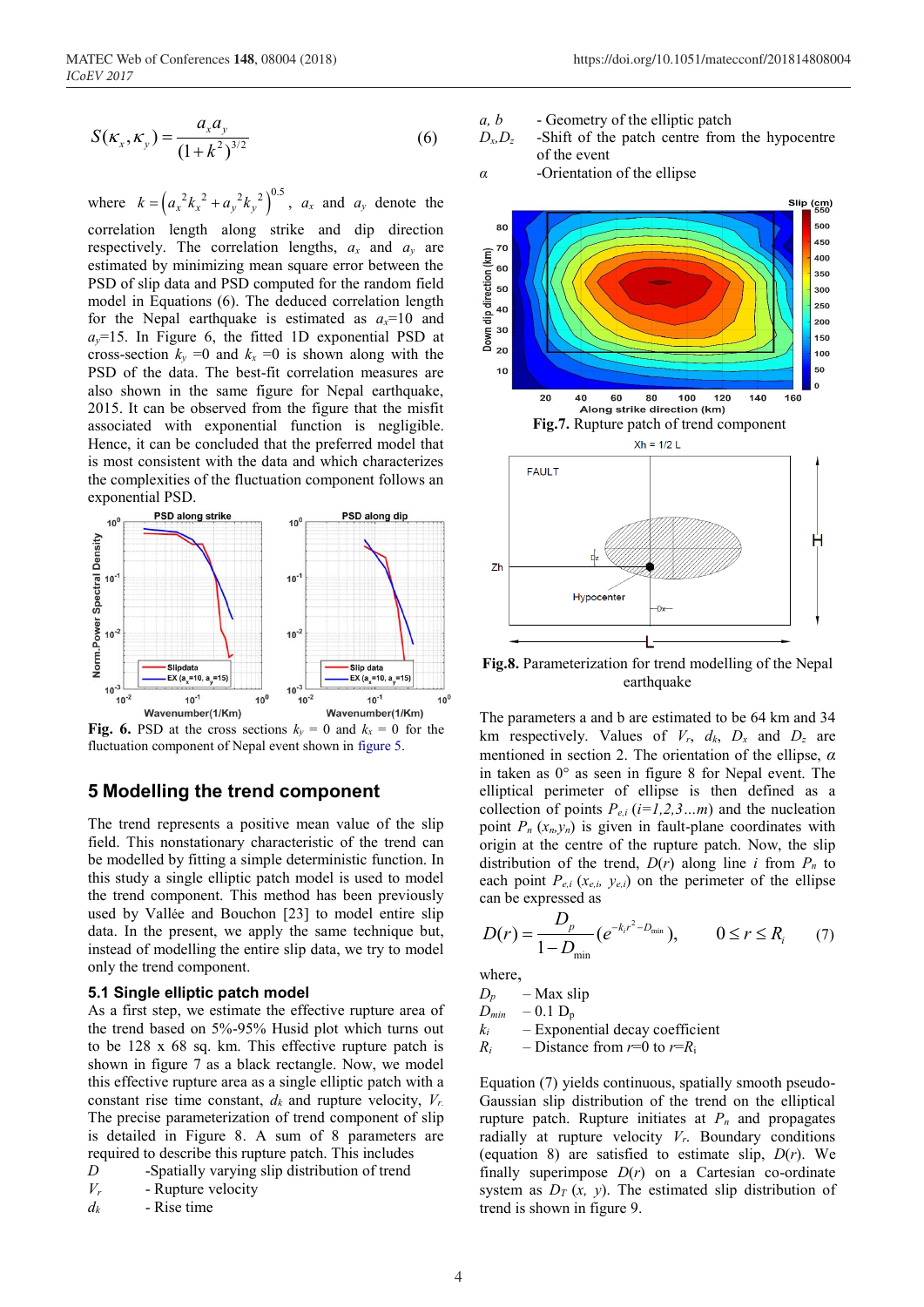$$S(\kappa_x, \kappa_y) = \frac{a_x a_y}{(1+k^2)^{3/2}} \tag{6}$$

where $k = \left(a_x{}^2 k_x{}^2 + a_y{}^2 k_y{}^2\right)^{0.5}$, $a_x$ and $a_y$ denote the correlation length along strike and dip direction respectively. The correlation lengths, $a_x$ and $a_y$ are estimated by minimizing mean square error between the PSD of slip data and PSD computed for the random field model in Equations (6). The deduced correlation length for the Nepal earthquake is estimated as $a_x$=10 and $a_y$=15. In Figure 6, the fitted 1D exponential PSD at cross-section $k_y$ =0 and $k_x$ =0 is shown along with the PSD of the data. The best-fit correlation measures are also shown in the same figure for Nepal earthquake, 2015. It can be observed from the figure that the misfit associated with exponential function is negligible. Hence, it can be concluded that the preferred model that is most consistent with the data and which characterizes the complexities of the fluctuation component follows an exponential PSD.

**Fig. 6.** PSD at the cross sections $k_y$ = 0 and $k_x$ = 0 for the fluctuation component of Nepal event shown in figure 5.

## 5 Modelling the trend component

The trend represents a positive mean value of the slip field. This nonstationary characteristic of the trend can be modelled by fitting a simple deterministic function. In this study a single elliptic patch model is used to model the trend component. This method has been previously used by Vallée and Bouchon [23] to model entire slip data. In the present, we apply the same technique but, instead of modelling the entire slip data, we try to model only the trend component.

### 5.1 Single elliptic patch model

As a first step, we estimate the effective rupture area of the trend based on 5%-95% Husid plot which turns out to be 128 x 68 sq. km. This effective rupture patch is shown in figure 7 as a black rectangle. Now, we model this effective rupture area as a single elliptic patch with a constant rise time constant, $d_k$ and rupture velocity, $V_r$. The precise parameterization of trend component of slip is detailed in Figure 8. A sum of 8 parameters are required to describe this rupture patch. This includes

- $D$ -Spatially varying slip distribution of trend
- $V_r$ - Rupture velocity
- $d_k$ - Rise time
- $a$, $b$ - Geometry of the elliptic patch
- $D_x$,$D_z$ -Shift of the patch centre from the hypocentre of the event
- $\alpha$ -Orientation of the ellipse

**Fig.7.** Rupture patch of trend component

**Fig.8.** Parameterization for trend modelling of the Nepal earthquake

The parameters a and b are estimated to be 64 km and 34 km respectively. Values of $V_r$, $d_k$, $D_x$ and $D_z$ are mentioned in section 2. The orientation of the ellipse, $\alpha$ in taken as 0° as seen in figure 8 for Nepal event. The elliptical perimeter of ellipse is then defined as a collection of points $P_{e,i}$ ($i=1,2,3\ldots m$) and the nucleation point $P_n$ ($x_n$,$y_n$) is given in fault-plane coordinates with origin at the centre of the rupture patch. Now, the slip distribution of the trend, $D(r)$ along line $i$ from $P_n$ to each point $P_{e,i}$ ($x_{e,i}$, $y_{e,i}$) on the perimeter of the ellipse can be expressed as

$$D(r) = \frac{D_p}{1-D_{\min}}\left(e^{-k_i r^2 - D_{\min}}\right), \qquad 0 \le r \le R_i \tag{7}$$

where,

- $D_p$ – Max slip
- $D_{min}$ – 0.1 $D_p$
- $k_i$ – Exponential decay coefficient
- $R_i$ – Distance from $r$=0 to $r$=$R_i$

Equation (7) yields continuous, spatially smooth pseudo-Gaussian slip distribution of the trend on the elliptical rupture patch. Rupture initiates at $P_n$ and propagates radially at rupture velocity $V_r$. Boundary conditions (equation 8) are satisfied to estimate slip, $D(r)$. We finally superimpose $D(r)$ on a Cartesian co-ordinate system as $D_T$ ($x$, $y$). The estimated slip distribution of trend is shown in figure 9.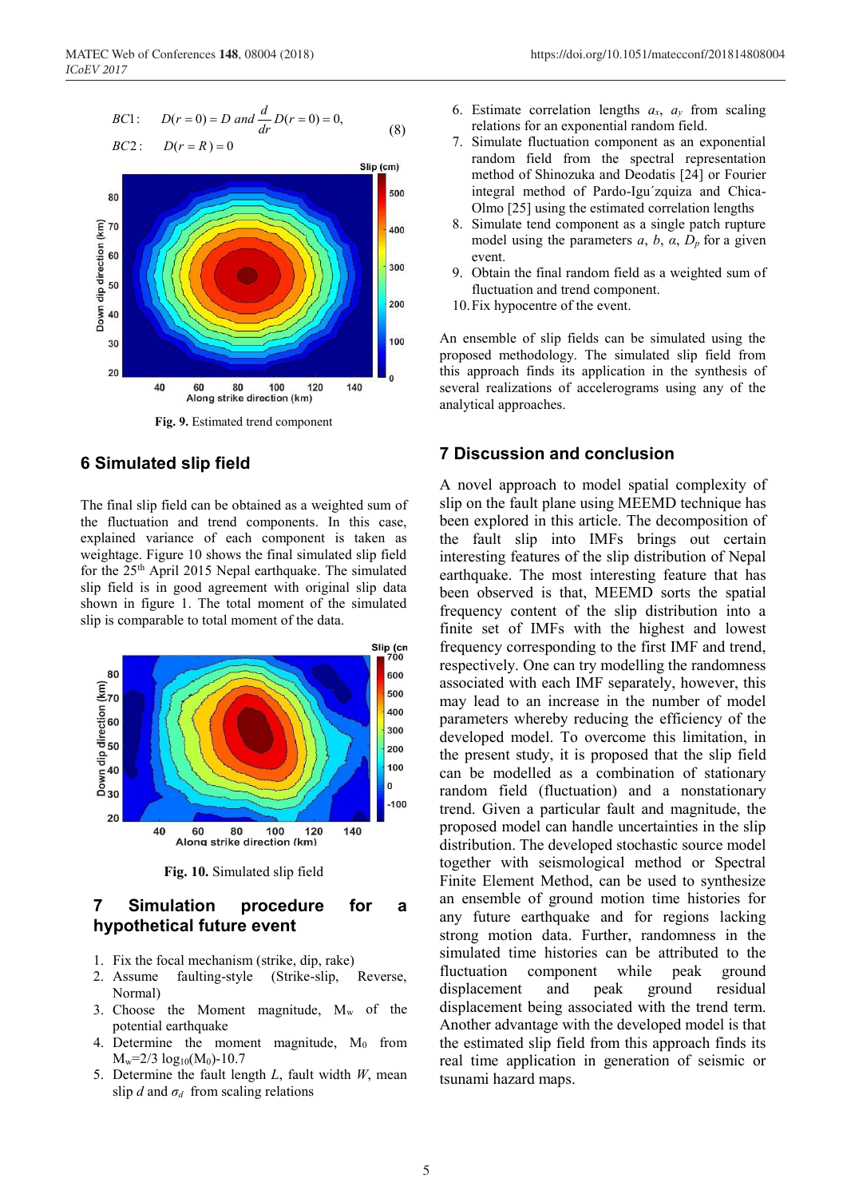$$BC1: \quad D(r=0) = D \text{ and } \frac{d}{dr}D(r=0) = 0,$$
$$BC2: \quad D(r=R) = 0 \tag{8}$$

**Fig. 9.** Estimated trend component

## 6 Simulated slip field

The final slip field can be obtained as a weighted sum of the fluctuation and trend components. In this case, explained variance of each component is taken as weightage. Figure 10 shows the final simulated slip field for the 25th April 2015 Nepal earthquake. The simulated slip field is in good agreement with original slip data shown in figure 1. The total moment of the simulated slip is comparable to total moment of the data.

**Fig. 10.** Simulated slip field

## 7 Simulation procedure for a hypothetical future event

1. Fix the focal mechanism (strike, dip, rake)
2. Assume faulting-style (Strike-slip, Reverse, Normal)
3. Choose the Moment magnitude, $M_w$ of the potential earthquake
4. Determine the moment magnitude, $M_0$ from $M_w=2/3 \log_{10}(M_0)-10.7$
5. Determine the fault length $L$, fault width $W$, mean slip $d$ and $\sigma_d$ from scaling relations
6. Estimate correlation lengths $a_x$, $a_y$ from scaling relations for an exponential random field.
7. Simulate fluctuation component as an exponential random field from the spectral representation method of Shinozuka and Deodatis [24] or Fourier integral method of Pardo-Igu´zquiza and Chica-Olmo [25] using the estimated correlation lengths
8. Simulate tend component as a single patch rupture model using the parameters $a$, $b$, $\alpha$, $D_p$ for a given event.
9. Obtain the final random field as a weighted sum of fluctuation and trend component.
10. Fix hypocentre of the event.

An ensemble of slip fields can be simulated using the proposed methodology. The simulated slip field from this approach finds its application in the synthesis of several realizations of accelerograms using any of the analytical approaches.

## 7 Discussion and conclusion

A novel approach to model spatial complexity of slip on the fault plane using MEEMD technique has been explored in this article. The decomposition of the fault slip into IMFs brings out certain interesting features of the slip distribution of Nepal earthquake. The most interesting feature that has been observed is that, MEEMD sorts the spatial frequency content of the slip distribution into a finite set of IMFs with the highest and lowest frequency corresponding to the first IMF and trend, respectively. One can try modelling the randomness associated with each IMF separately, however, this may lead to an increase in the number of model parameters whereby reducing the efficiency of the developed model. To overcome this limitation, in the present study, it is proposed that the slip field can be modelled as a combination of stationary random field (fluctuation) and a nonstationary trend. Given a particular fault and magnitude, the proposed model can handle uncertainties in the slip distribution. The developed stochastic source model together with seismological method or Spectral Finite Element Method, can be used to synthesize an ensemble of ground motion time histories for any future earthquake and for regions lacking strong motion data. Further, randomness in the simulated time histories can be attributed to the fluctuation component while peak ground displacement and peak ground residual displacement being associated with the trend term. Another advantage with the developed model is that the estimated slip field from this approach finds its real time application in generation of seismic or tsunami hazard maps.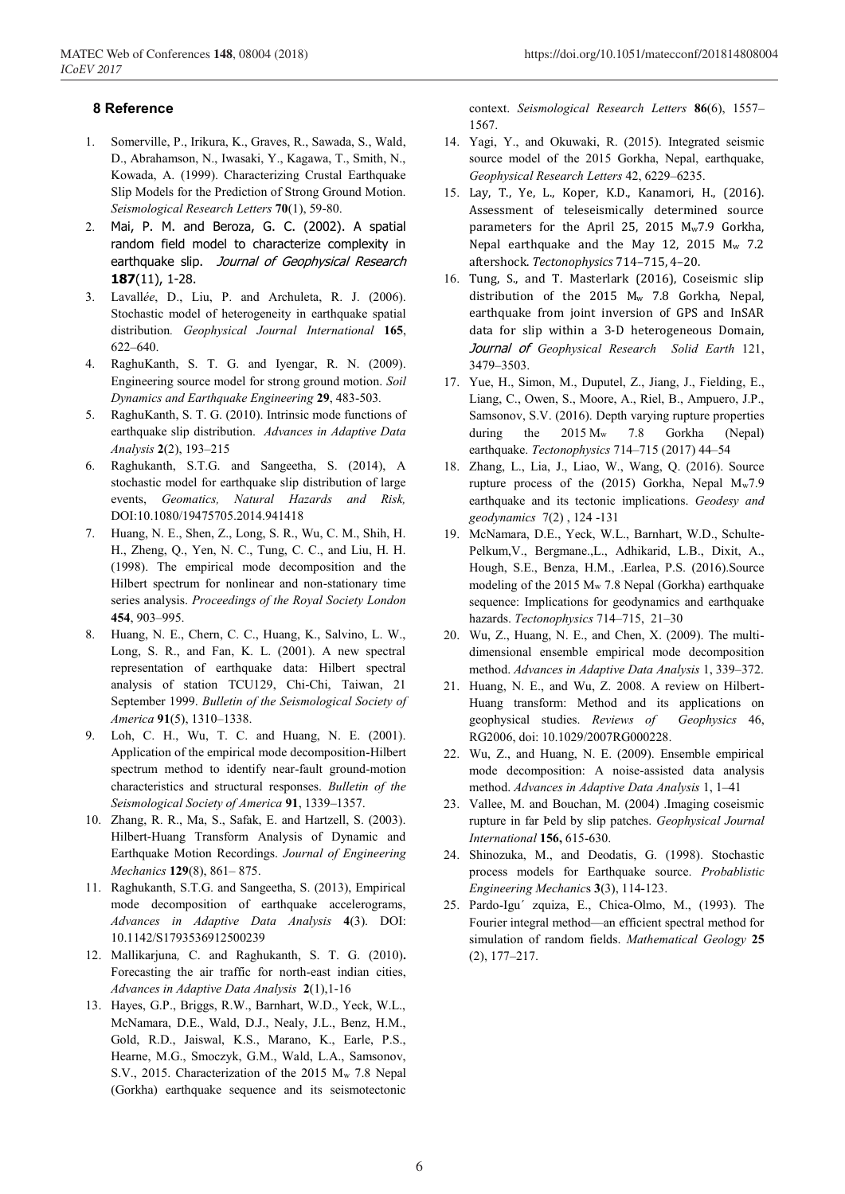## 8 Reference

1. Somerville, P., Irikura, K., Graves, R., Sawada, S., Wald, D., Abrahamson, N., Iwasaki, Y., Kagawa, T., Smith, N., Kowada, A. (1999). Characterizing Crustal Earthquake Slip Models for the Prediction of Strong Ground Motion. *Seismological Research Letters* **70**(1), 59-80.
2. Mai, P. M. and Beroza, G. C. (2002). A spatial random field model to characterize complexity in earthquake slip. *Journal of Geophysical Research* **187**(11), 1-28.
3. Lavall*ée*, D., Liu, P. and Archuleta, R. J. (2006). Stochastic model of heterogeneity in earthquake spatial distribution*. Geophysical Journal International* **165**, 622–640.
4. RaghuKanth, S. T. G. and Iyengar, R. N. (2009). Engineering source model for strong ground motion. *Soil Dynamics and Earthquake Engineering* **29**, 483-503*.*
5. RaghuKanth, S. T. G. (2010). Intrinsic mode functions of earthquake slip distribution. *Advances in Adaptive Data Analysis* **2**(2), 193–215
6. Raghukanth, S.T.G. and Sangeetha, S. (2014), A stochastic model for earthquake slip distribution of large events, *Geomatics, Natural Hazards and Risk,* DOI:10.1080/19475705.2014.941418
7. Huang, N. E., Shen, Z., Long, S. R., Wu, C. M., Shih, H. H., Zheng, Q., Yen, N. C., Tung, C. C., and Liu, H. H. (1998). The empirical mode decomposition and the Hilbert spectrum for nonlinear and non-stationary time series analysis. *Proceedings of the Royal Society London* **454**, 903–995.
8. Huang, N. E., Chern, C. C., Huang, K., Salvino, L. W., Long, S. R., and Fan, K. L. (2001). A new spectral representation of earthquake data: Hilbert spectral analysis of station TCU129, Chi-Chi, Taiwan, 21 September 1999. *Bulletin of the Seismological Society of America* **91**(5), 1310–1338.
9. Loh, C. H., Wu, T. C. and Huang, N. E. (2001). Application of the empirical mode decomposition-Hilbert spectrum method to identify near-fault ground-motion characteristics and structural responses. *Bulletin of the Seismological Society of America* **91**, 1339–1357.
10. Zhang, R. R., Ma, S., Safak, E. and Hartzell, S. (2003). Hilbert-Huang Transform Analysis of Dynamic and Earthquake Motion Recordings. *Journal of Engineering Mechanics* **129**(8), 861– 875.
11. Raghukanth, S.T.G. and Sangeetha, S. (2013), Empirical mode decomposition of earthquake accelerograms, *Advances in Adaptive Data Analysis* **4**(3). DOI: 10.1142/S1793536912500239
12. Mallikarjuna*,* C. and Raghukanth, S. T. G. (2010)**.** Forecasting the air traffic for north-east indian cities, *Advances in Adaptive Data Analysis* **2**(1),1-16
13. Hayes, G.P., Briggs, R.W., Barnhart, W.D., Yeck, W.L., McNamara, D.E., Wald, D.J., Nealy, J.L., Benz, H.M., Gold, R.D., Jaiswal, K.S., Marano, K., Earle, P.S., Hearne, M.G., Smoczyk, G.M., Wald, L.A., Samsonov, S.V., 2015. Characterization of the 2015 $M_w$ 7.8 Nepal (Gorkha) earthquake sequence and its seismotectonic context. *Seismological Research Letters* **86**(6), 1557–1567.
14. Yagi, Y., and Okuwaki, R. (2015). Integrated seismic source model of the 2015 Gorkha, Nepal, earthquake, *Geophysical Research Letters* 42, 6229–6235.
15. Lay, T., Ye, L., Koper, K.D., Kanamori, H., (2016). Assessment of teleseismically determined source parameters for the April 25, 2015 $M_w$7.9 Gorkha, Nepal earthquake and the May 12, 2015 $M_w$ 7.2 aftershock. *Tectonophysics* 714–715, 4–20.
16. Tung, S., and T. Masterlark (2016), Coseismic slip distribution of the 2015 $M_w$ 7.8 Gorkha, Nepal, earthquake from joint inversion of GPS and InSAR data for slip within a 3-D heterogeneous Domain, *Journal of Geophysical Research Solid Earth* 121, 3479–3503.
17. Yue, H., Simon, M., Duputel, Z., Jiang, J., Fielding, E., Liang, C., Owen, S., Moore, A., Riel, B., Ampuero, J.P., Samsonov, S.V. (2016). Depth varying rupture properties during the 2015 $M_w$ 7.8 Gorkha (Nepal) earthquake. *Tectonophysics* 714–715 (2017) 44–54
18. Zhang, L., Lia, J., Liao, W., Wang, Q. (2016). Source rupture process of the (2015) Gorkha, Nepal $M_w$7.9 earthquake and its tectonic implications. *Geodesy and geodynamics* 7(2) , 124 -131
19. McNamara, D.E., Yeck, W.L., Barnhart, W.D., Schulte-Pelkum,V., Bergmane.,L., Adhikarid, L.B., Dixit, A., Hough, S.E., Benza, H.M., .Earlea, P.S. (2016).Source modeling of the 2015 $M_w$ 7.8 Nepal (Gorkha) earthquake sequence: Implications for geodynamics and earthquake hazards. *Tectonophysics* 714–715, 21–30
20. Wu, Z., Huang, N. E., and Chen, X. (2009). The multi-dimensional ensemble empirical mode decomposition method. *Advances in Adaptive Data Analysis* 1, 339–372.
21. Huang, N. E., and Wu, Z. 2008. A review on Hilbert-Huang transform: Method and its applications on geophysical studies. *Reviews of Geophysics* 46, RG2006, doi: 10.1029/2007RG000228.
22. Wu, Z., and Huang, N. E. (2009). Ensemble empirical mode decomposition: A noise-assisted data analysis method. *Advances in Adaptive Data Analysis* 1, 1–41
23. Vallee, M. and Bouchan, M. (2004) .Imaging coseismic rupture in far Þeld by slip patches. *Geophysical Journal International* **156,** 615-630.
24. Shinozuka, M., and Deodatis, G. (1998). Stochastic process models for Earthquake source. *Probablistic Engineering Mechanic*s **3**(3), 114-123.
25. Pardo-Igu´ zquiza, E., Chica-Olmo, M., (1993). The Fourier integral method—an efficient spectral method for simulation of random fields. *Mathematical Geology* **25** (2), 177–217.